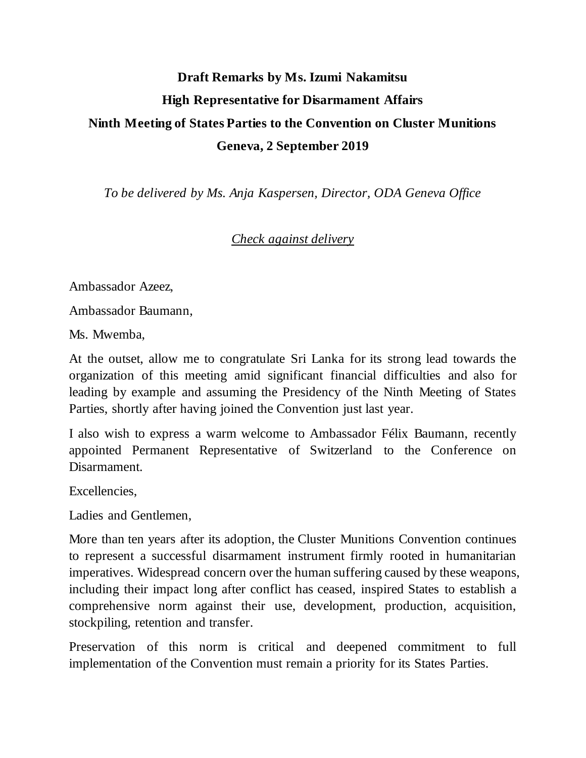**Draft Remarks by Ms. Izumi Nakamitsu**

**High Representative for Disarmament Affairs**

**Ninth Meeting of States Parties to the Convention on Cluster Munitions**

**Geneva, 2 September 2019**

*To be delivered by Ms. Anja Kaspersen, Director, ODA Geneva Office*

<u>*Check against delivery*</u>

Ambassador Azeez,

Ambassador Baumann,

Ms. Mwemba,

At the outset, allow me to congratulate Sri Lanka for its strong lead towards the organization of this meeting amid significant financial difficulties and also for leading by example and assuming the Presidency of the Ninth Meeting of States Parties, shortly after having joined the Convention just last year.

I also wish to express a warm welcome to Ambassador Félix Baumann, recently appointed Permanent Representative of Switzerland to the Conference on Disarmament.

Excellencies,

Ladies and Gentlemen,

More than ten years after its adoption, the Cluster Munitions Convention continues to represent a successful disarmament instrument firmly rooted in humanitarian imperatives. Widespread concern over the human suffering caused by these weapons, including their impact long after conflict has ceased, inspired States to establish a comprehensive norm against their use, development, production, acquisition, stockpiling, retention and transfer.

Preservation of this norm is critical and deepened commitment to full implementation of the Convention must remain a priority for its States Parties.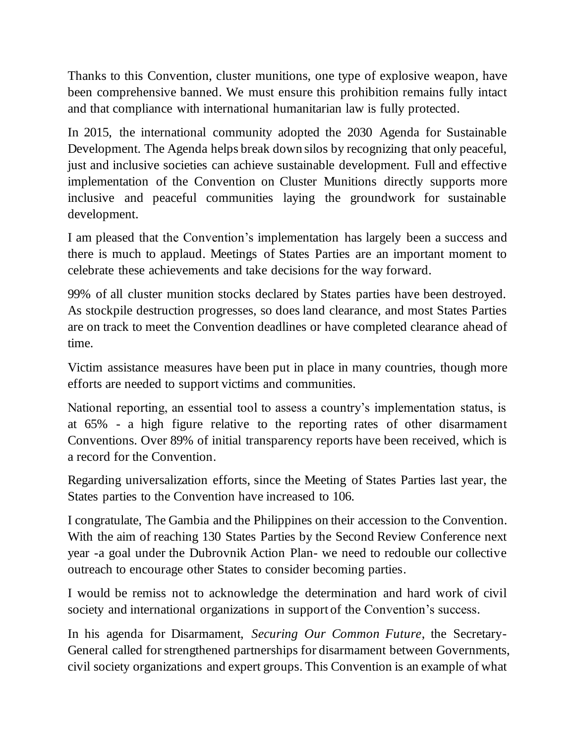Thanks to this Convention, cluster munitions, one type of explosive weapon, have been comprehensive banned. We must ensure this prohibition remains fully intact and that compliance with international humanitarian law is fully protected.

In 2015, the international community adopted the 2030 Agenda for Sustainable Development. The Agenda helps break down silos by recognizing that only peaceful, just and inclusive societies can achieve sustainable development. Full and effective implementation of the Convention on Cluster Munitions directly supports more inclusive and peaceful communities laying the groundwork for sustainable development.

I am pleased that the Convention's implementation has largely been a success and there is much to applaud. Meetings of States Parties are an important moment to celebrate these achievements and take decisions for the way forward.

99% of all cluster munition stocks declared by States parties have been destroyed. As stockpile destruction progresses, so does land clearance, and most States Parties are on track to meet the Convention deadlines or have completed clearance ahead of time.

Victim assistance measures have been put in place in many countries, though more efforts are needed to support victims and communities.

National reporting, an essential tool to assess a country's implementation status, is at 65% - a high figure relative to the reporting rates of other disarmament Conventions. Over 89% of initial transparency reports have been received, which is a record for the Convention.

Regarding universalization efforts, since the Meeting of States Parties last year, the States parties to the Convention have increased to 106.

I congratulate, The Gambia and the Philippines on their accession to the Convention. With the aim of reaching 130 States Parties by the Second Review Conference next year -a goal under the Dubrovnik Action Plan- we need to redouble our collective outreach to encourage other States to consider becoming parties.

I would be remiss not to acknowledge the determination and hard work of civil society and international organizations in support of the Convention's success.

In his agenda for Disarmament, *Securing Our Common Future*, the Secretary-General called for strengthened partnerships for disarmament between Governments, civil society organizations and expert groups. This Convention is an example of what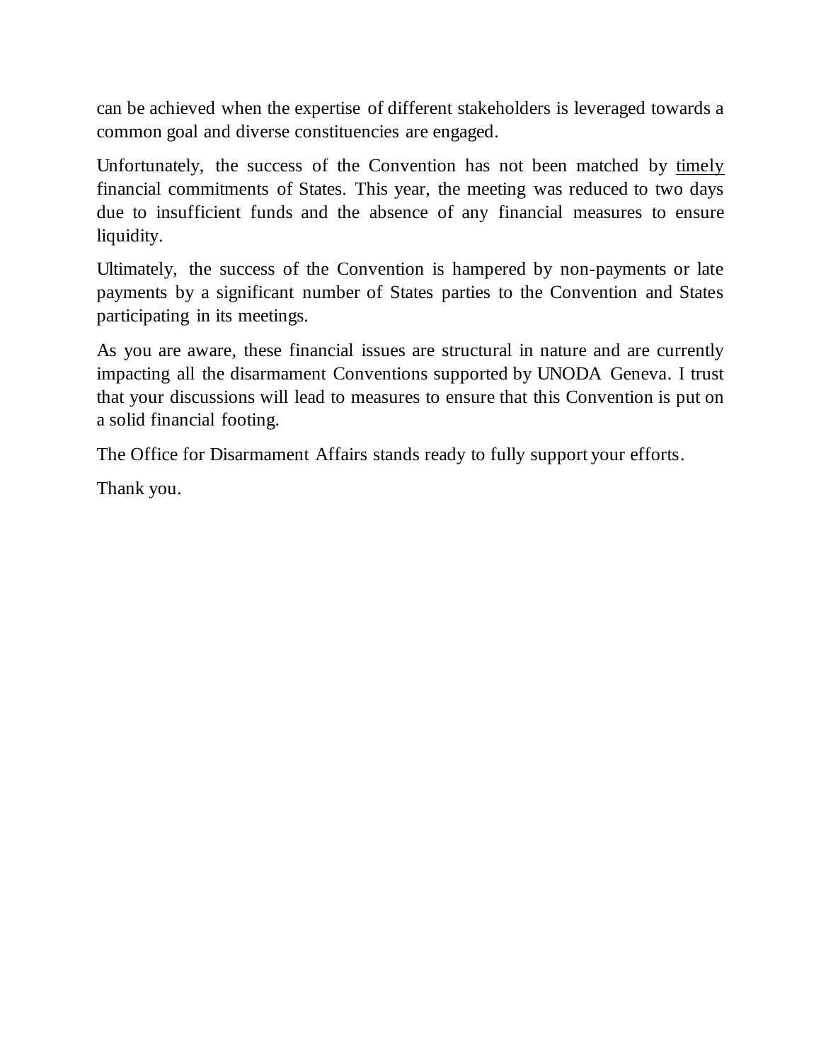can be achieved when the expertise of different stakeholders is leveraged towards a common goal and diverse constituencies are engaged.

Unfortunately, the success of the Convention has not been matched by <u>timely</u> financial commitments of States. This year, the meeting was reduced to two days due to insufficient funds and the absence of any financial measures to ensure liquidity.

Ultimately, the success of the Convention is hampered by non-payments or late payments by a significant number of States parties to the Convention and States participating in its meetings.

As you are aware, these financial issues are structural in nature and are currently impacting all the disarmament Conventions supported by UNODA Geneva. I trust that your discussions will lead to measures to ensure that this Convention is put on a solid financial footing.

The Office for Disarmament Affairs stands ready to fully support your efforts.

Thank you.